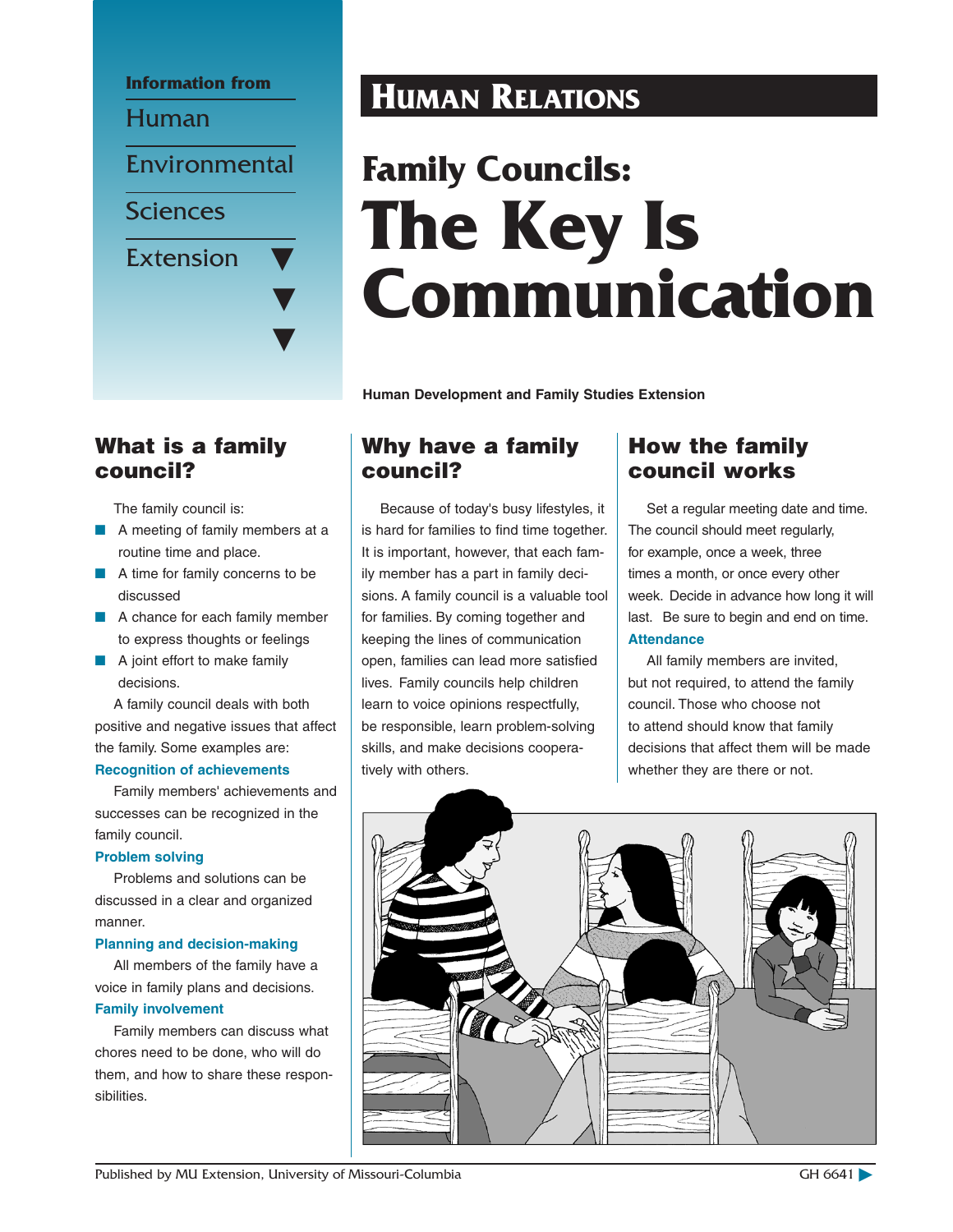Information from

Human Environmental Sciences Extension

# HUMAN RELATIONS

# Family Councils: The Key Is Communication

**Human Development and Family Studies Extension**

## What is a family council?

The family council is:

- A meeting of family members at a routine time and place.
- A time for family concerns to be discussed
- A chance for each family member to express thoughts or feelings
- A joint effort to make family decisions.

A family council deals with both positive and negative issues that affect the family. Some examples are:

### Recognition of achievements

Family members' achievements and successes can be recognized in the family council.

### Problem solving

Problems and solutions can be discussed in a clear and organized manner.

### Planning and decision-making

All members of the family have a voice in family plans and decisions.

### Family involvement

Family members can discuss what chores need to be done, who will do them, and how to share these responsibilities.

## Why have a family council?

Because of today's busy lifestyles, it is hard for families to find time together. It is important, however, that each family member has a part in family decisions. A family council is a valuable tool for families. By coming together and keeping the lines of communication open, families can lead more satisfied lives. Family councils help children learn to voice opinions respectfully, be responsible, learn problem-solving skills, and make decisions cooperatively with others.

## How the family council works

Set a regular meeting date and time. The council should meet regularly, for example, once a week, three times a month, or once every other week. Decide in advance how long it will last. Be sure to begin and end on time.

### Attendance

All family members are invited, but not required, to attend the family council. Those who choose not to attend should know that family decisions that affect them will be made whether they are there or not.

Published by MU Extension, University of Missouri-Columbia

GH 6641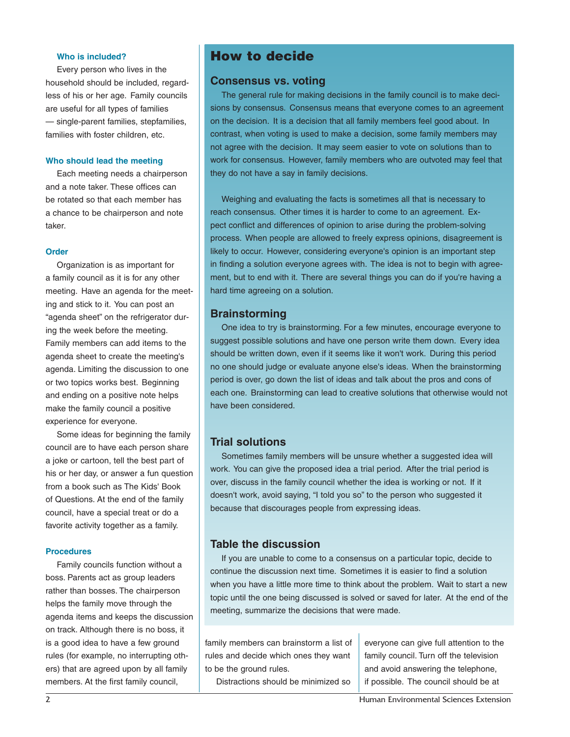### Who is included?

Every person who lives in the household should be included, regardless of his or her age. Family councils are useful for all types of families — single-parent families, stepfamilies, families with foster children, etc.

### Who should lead the meeting

Each meeting needs a chairperson and a note taker. These offices can be rotated so that each member has a chance to be chairperson and note taker.

### Order

Organization is as important for a family council as it is for any other meeting. Have an agenda for the meeting and stick to it. You can post an "agenda sheet" on the refrigerator during the week before the meeting. Family members can add items to the agenda sheet to create the meeting's agenda. Limiting the discussion to one or two topics works best. Beginning and ending on a positive note helps make the family council a positive experience for everyone.

Some ideas for beginning the family council are to have each person share a joke or cartoon, tell the best part of his or her day, or answer a fun question from a book such as The Kids' Book of Questions. At the end of the family council, have a special treat or do a favorite activity together as a family.

### Procedures

Family councils function without a boss. Parents act as group leaders rather than bosses. The chairperson helps the family move through the agenda items and keeps the discussion on track. Although there is no boss, it is a good idea to have a few ground rules (for example, no interrupting others) that are agreed upon by all family members. At the first family council, family members can brainstorm a list of rules and decide which ones they want to be the ground rules.

Distractions should be minimized so everyone can give full attention to the family council. Turn off the television and avoid answering the telephone, if possible. The council should be at

## How to decide

### Consensus vs. voting

The general rule for making decisions in the family council is to make decisions by consensus. Consensus means that everyone comes to an agreement on the decision. It is a decision that all family members feel good about. In contrast, when voting is used to make a decision, some family members may not agree with the decision. It may seem easier to vote on solutions than to work for consensus. However, family members who are outvoted may feel that they do not have a say in family decisions.

Weighing and evaluating the facts is sometimes all that is necessary to reach consensus. Other times it is harder to come to an agreement. Expect conflict and differences of opinion to arise during the problem-solving process. When people are allowed to freely express opinions, disagreement is likely to occur. However, considering everyone's opinion is an important step in finding a solution everyone agrees with. The idea is not to begin with agreement, but to end with it. There are several things you can do if you're having a hard time agreeing on a solution.

### Brainstorming

One idea to try is brainstorming. For a few minutes, encourage everyone to suggest possible solutions and have one person write them down. Every idea should be written down, even if it seems like it won't work. During this period no one should judge or evaluate anyone else's ideas. When the brainstorming period is over, go down the list of ideas and talk about the pros and cons of each one. Brainstorming can lead to creative solutions that otherwise would not have been considered.

### Trial solutions

Sometimes family members will be unsure whether a suggested idea will work. You can give the proposed idea a trial period. After the trial period is over, discuss in the family council whether the idea is working or not. If it doesn't work, avoid saying, "I told you so" to the person who suggested it because that discourages people from expressing ideas.

### Table the discussion

If you are unable to come to a consensus on a particular topic, decide to continue the discussion next time. Sometimes it is easier to find a solution when you have a little more time to think about the problem. Wait to start a new topic until the one being discussed is solved or saved for later. At the end of the meeting, summarize the decisions that were made.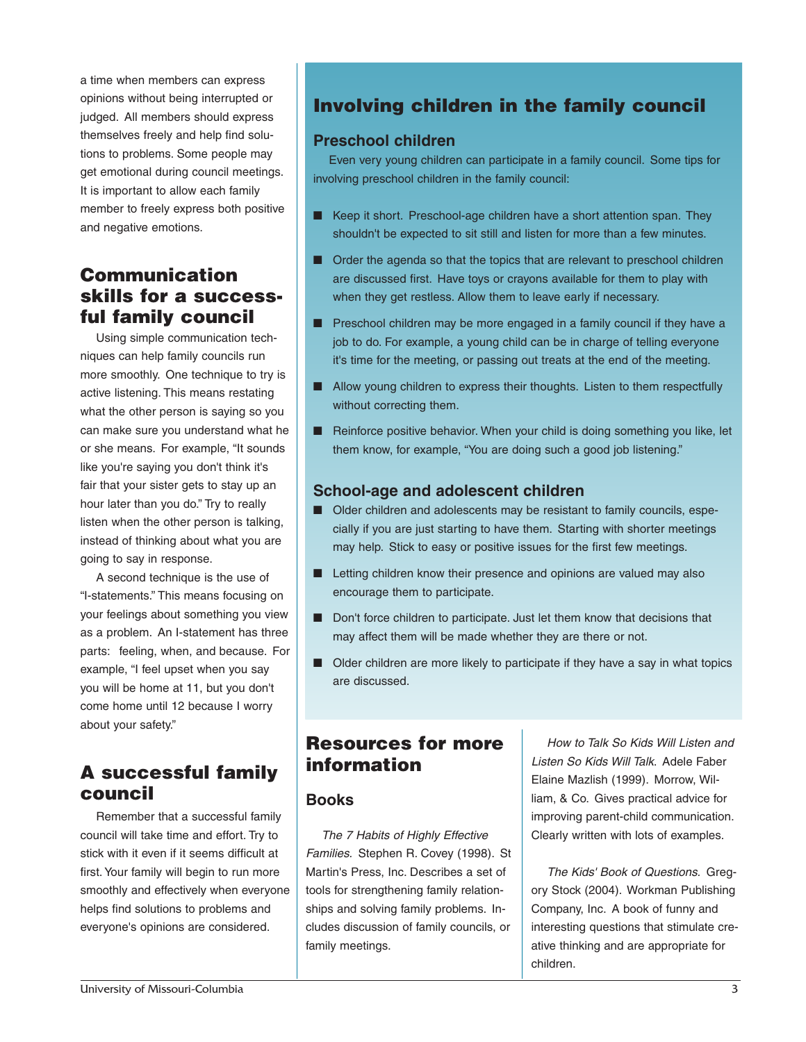a time when members can express opinions without being interrupted or judged. All members should express themselves freely and help find solutions to problems. Some people may get emotional during council meetings. It is important to allow each family member to freely express both positive and negative emotions.

## Communication skills for a successful family council

Using simple communication techniques can help family councils run more smoothly. One technique to try is active listening. This means restating what the other person is saying so you can make sure you understand what he or she means. For example, "It sounds like you're saying you don't think it's fair that your sister gets to stay up an hour later than you do." Try to really listen when the other person is talking, instead of thinking about what you are going to say in response.

A second technique is the use of "I-statements." This means focusing on your feelings about something you view as a problem. An I-statement has three parts: feeling, when, and because. For example, "I feel upset when you say you will be home at 11, but you don't come home until 12 because I worry about your safety."

## A successful family council

Remember that a successful family council will take time and effort. Try to stick with it even if it seems difficult at first. Your family will begin to run more smoothly and effectively when everyone helps find solutions to problems and everyone's opinions are considered.

## Involving children in the family council

### Preschool children

Even very young children can participate in a family council. Some tips for involving preschool children in the family council:

- Keep it short. Preschool-age children have a short attention span. They shouldn't be expected to sit still and listen for more than a few minutes.
- Order the agenda so that the topics that are relevant to preschool children are discussed first. Have toys or crayons available for them to play with when they get restless. Allow them to leave early if necessary.
- Preschool children may be more engaged in a family council if they have a job to do. For example, a young child can be in charge of telling everyone it's time for the meeting, or passing out treats at the end of the meeting.
- Allow young children to express their thoughts. Listen to them respectfully without correcting them.
- Reinforce positive behavior. When your child is doing something you like, let them know, for example, "You are doing such a good job listening."

### School-age and adolescent children

- Older children and adolescents may be resistant to family councils, especially if you are just starting to have them. Starting with shorter meetings may help. Stick to easy or positive issues for the first few meetings.
- Letting children know their presence and opinions are valued may also encourage them to participate.
- Don't force children to participate. Just let them know that decisions that may affect them will be made whether they are there or not.
- Older children are more likely to participate if they have a say in what topics are discussed.

## Resources for more information

### Books

*The 7 Habits of Highly Effective Families.* Stephen R. Covey (1998). St Martin's Press, Inc. Describes a set of tools for strengthening family relationships and solving family problems. Includes discussion of family councils, or family meetings.

*How to Talk So Kids Will Listen and Listen So Kids Will Talk.* Adele Faber Elaine Mazlish (1999). Morrow, Wiliam, & Co. Gives practical advice for improving parent-child communication. Clearly written with lots of examples.

*The Kids' Book of Questions.* Gregory Stock (2004). Workman Publishing Company, Inc. A book of funny and interesting questions that stimulate creative thinking and are appropriate for children.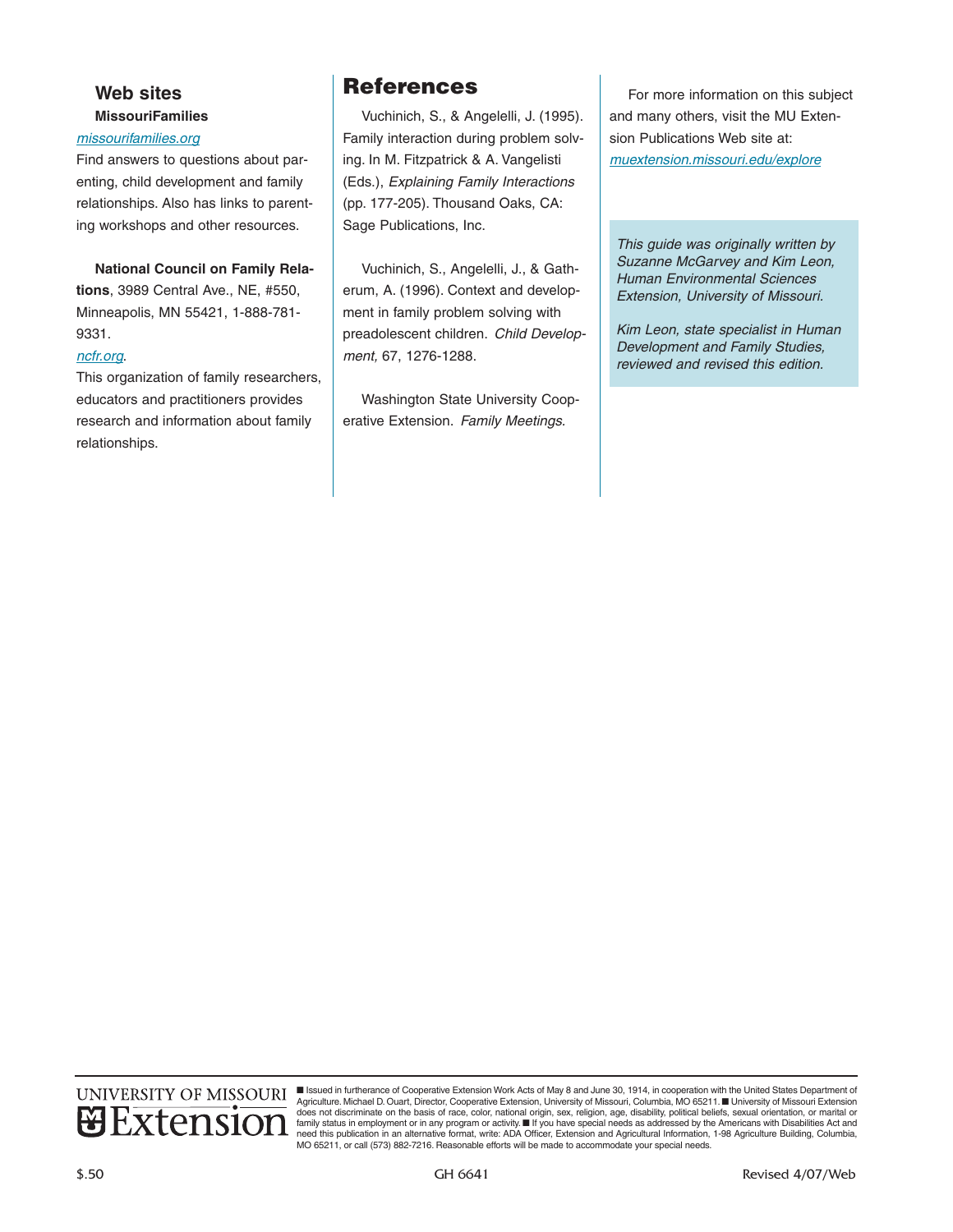## Web sites

**MissouriFamilies**

missourifamilies.org

Find answers to questions about parenting, child development and family relationships. Also has links to parenting workshops and other resources.

**National Council on Family Relations**, 3989 Central Ave., NE, #550, Minneapolis, MN 55421, 1-888-781-9331.

ncfr.org.

This organization of family researchers, educators and practitioners provides research and information about family relationships.

## References

Vuchinich, S., & Angelelli, J. (1995). Family interaction during problem solving. In M. Fitzpatrick & A. Vangelisti (Eds.), *Explaining Family Interactions* (pp. 177-205). Thousand Oaks, CA: Sage Publications, Inc.

Vuchinich, S., Angelelli, J., & Gatherum, A. (1996). Context and development in family problem solving with preadolescent children. *Child Development,* 67, 1276-1288.

Washington State University Cooperative Extension. *Family Meetings.*

For more information on this subject and many others, visit the MU Extension Publications Web site at: muextension.missouri.edu/explore

*This guide was originally written by Suzanne McGarvey and Kim Leon, Human Environmental Sciences Extension, University of Missouri.*

*Kim Leon, state specialist in Human Development and Family Studies, reviewed and revised this edition.*

UNIVERSITY OF MISSOURI Extension

■ Issued in furtherance of Cooperative Extension Work Acts of May 8 and June 30, 1914, in cooperation with the United States Department of Agriculture. Michael D. Ouart, Director, Cooperative Extension, University of Missouri, Columbia, MO 65211. ■ University of Missouri Extension does not discriminate on the basis of race, color, national origin, sex, religion, age, disability, political beliefs, sexual orientation, or marital or family status in employment or in any program or activity. ■ If you have special needs as addressed by the Americans with Disabilities Act and need this publication in an alternative format, write: ADA Officer, Extension and Agricultural Information, 1-98 Agriculture Building, Columbia, MO 65211, or call (573) 882-7216. Reasonable efforts will be made to accommodate your special needs.

$.50 GH 6641 Revised 4/07/Web